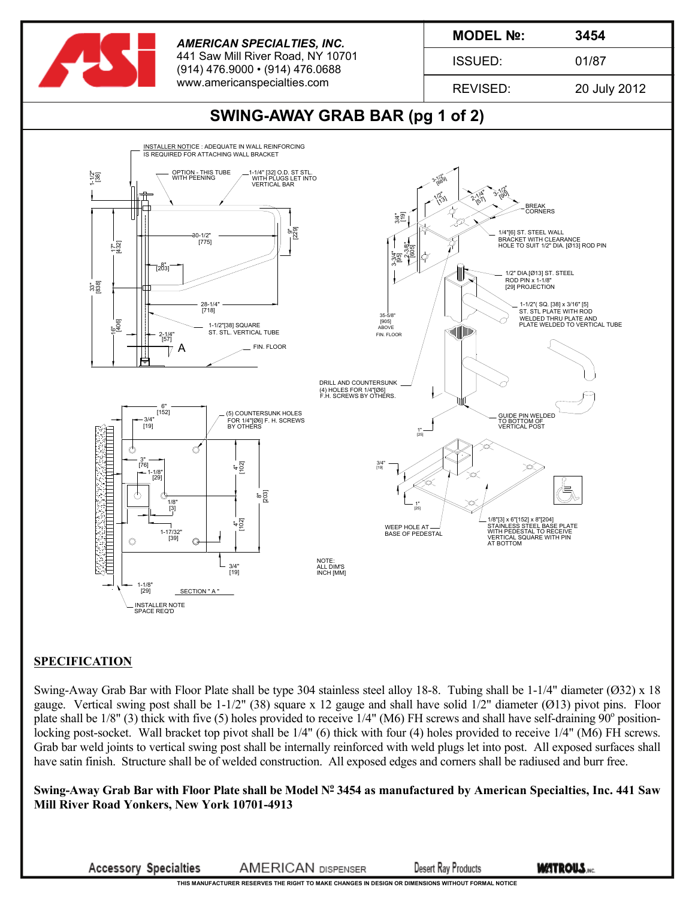**AMERICAN SPECIALTIES, INC.**
441 Saw Mill River Road, NY 10701
(914) 476.9000 • (914) 476.0688
www.americanspecialties.com

| MODEL №: | 3454 |
|---|---|
| ISSUED: | 01/87 |
| REVISED: | 20 July 2012 |

# SWING-AWAY GRAB BAR (pg 1 of 2)

INSTALLER NOTICE : ADEQUATE IN WALL REINFORCING IS REQUIRED FOR ATTACHING WALL BRACKET

OPTION - THIS TUBE WITH PEENING

1-1/4" [32] O.D. ST STL. WITH PLUGS LET INTO VERTICAL BAR

1-1/2" [38]

30-1/2" [775]

9" [229]

17" [432]

8" [203]

33" [838]

28-1/4" [718]

1-1/2"[38] SQUARE ST. STL. VERTICAL TUBE

16" [406]

2-1/4" [57]

A

FIN. FLOOR

3-1/2" [89]

1/2" [13]

2-1/4" [57]

3-1/2" [90]

BREAK CORNERS

3/4" [19]

1/4"[6] ST. STEEL WALL BRACKET WITH CLEARANCE HOLE TO SUIT 1/2" DIA. [Ø13] ROD PIN

3-3/4" [95]

2-3/8" [60]

1/2" DIA.[Ø13] ST. STEEL ROD PIN x 1-1/8" [29] PROJECTION

35-5/8" [905] ABOVE FIN. FLOOR

1-1/2"( SQ. [38] x 3/16" [5] ST. STL PLATE WITH ROD WELDED THRU PLATE AND PLATE WELDED TO VERTICAL TUBE

DRILL AND COUNTERSUNK (4) HOLES FOR 1/4"[Ø6] F.H. SCREWS BY OTHERS.

GUIDE PIN WELDED TO BOTTOM OF VERTICAL POST

1" [25]

6" [152]

3/4" [19]

(5) COUNTERSUNK HOLES FOR 1/4"[Ø6] F. H. SCREWS BY OTHERS

3" [76]

1-1/8" [29]

4" [102]

8" [203]

1/8" [3]

1-17/32" [39]

4" [102]

3/4" [19]

1-1/8" [29]

SECTION " A "

INSTALLER NOTE SPACE REQ'D

3/4" [19]

1" [25]

WEEP HOLE AT BASE OF PEDESTAL

1/8"[3] x 6"[152] x 8"[204] STAINLESS STEEL BASE PLATE WITH PEDESTAL TO RECEIVE VERTICAL SQUARE WITH PIN AT BOTTOM

NOTE: ALL DIM'S INCH [MM]

## SPECIFICATION

Swing-Away Grab Bar with Floor Plate shall be type 304 stainless steel alloy 18-8. Tubing shall be 1-1/4" diameter (Ø32) x 18 gauge. Vertical swing post shall be 1-1/2" (38) square x 12 gauge and shall have solid 1/2" diameter (Ø13) pivot pins. Floor plate shall be 1/8" (3) thick with five (5) holes provided to receive 1/4" (M6) FH screws and shall have self-draining 90º position-locking post-socket. Wall bracket top pivot shall be 1/4" (6) thick with four (4) holes provided to receive 1/4" (M6) FH screws. Grab bar weld joints to vertical swing post shall be internally reinforced with weld plugs let into post. All exposed surfaces shall have satin finish. Structure shall be of welded construction. All exposed edges and corners shall be radiused and burr free.

**Swing-Away Grab Bar with Floor Plate shall be Model Nº 3454 as manufactured by American Specialties, Inc. 441 Saw Mill River Road Yonkers, New York 10701-4913**

Accessory Specialties AMERICAN DISPENSER Desert Ray Products WATROUS INC.

THIS MANUFACTURER RESERVES THE RIGHT TO MAKE CHANGES IN DESIGN OR DIMENSIONS WITHOUT FORMAL NOTICE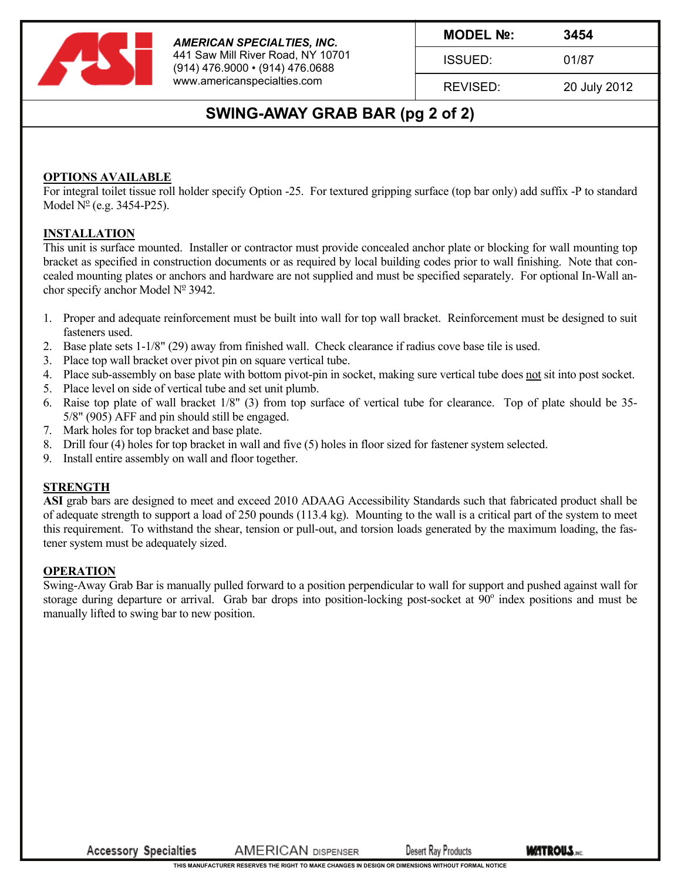AMERICAN SPECIALTIES, INC.
441 Saw Mill River Road, NY 10701
(914) 476.9000 • (914) 476.0688
www.americanspecialties.com

| | |
|---|---|
| MODEL №: | 3454 |
| ISSUED: | 01/87 |
| REVISED: | 20 July 2012 |

# SWING-AWAY GRAB BAR (pg 2 of 2)

## OPTIONS AVAILABLE

For integral toilet tissue roll holder specify Option -25. For textured gripping surface (top bar only) add suffix -P to standard Model № (e.g. 3454-P25).

## INSTALLATION

This unit is surface mounted. Installer or contractor must provide concealed anchor plate or blocking for wall mounting top bracket as specified in construction documents or as required by local building codes prior to wall finishing. Note that concealed mounting plates or anchors and hardware are not supplied and must be specified separately. For optional In-Wall anchor specify anchor Model № 3942.

1. Proper and adequate reinforcement must be built into wall for top wall bracket. Reinforcement must be designed to suit fasteners used.
2. Base plate sets 1-1/8" (29) away from finished wall. Check clearance if radius cove base tile is used.
3. Place top wall bracket over pivot pin on square vertical tube.
4. Place sub-assembly on base plate with bottom pivot-pin in socket, making sure vertical tube does not sit into post socket.
5. Place level on side of vertical tube and set unit plumb.
6. Raise top plate of wall bracket 1/8" (3) from top surface of vertical tube for clearance. Top of plate should be 35-5/8" (905) AFF and pin should still be engaged.
7. Mark holes for top bracket and base plate.
8. Drill four (4) holes for top bracket in wall and five (5) holes in floor sized for fastener system selected.
9. Install entire assembly on wall and floor together.

## STRENGTH

**ASI** grab bars are designed to meet and exceed 2010 ADAAG Accessibility Standards such that fabricated product shall be of adequate strength to support a load of 250 pounds (113.4 kg). Mounting to the wall is a critical part of the system to meet this requirement. To withstand the shear, tension or pull-out, and torsion loads generated by the maximum loading, the fastener system must be adequately sized.

## OPERATION

Swing-Away Grab Bar is manually pulled forward to a position perpendicular to wall for support and pushed against wall for storage during departure or arrival. Grab bar drops into position-locking post-socket at 90° index positions and must be manually lifted to swing bar to new position.

Accessory Specialties AMERICAN DISPENSER Desert Ray Products WATROUS INC.

THIS MANUFACTURER RESERVES THE RIGHT TO MAKE CHANGES IN DESIGN OR DIMENSIONS WITHOUT FORMAL NOTICE